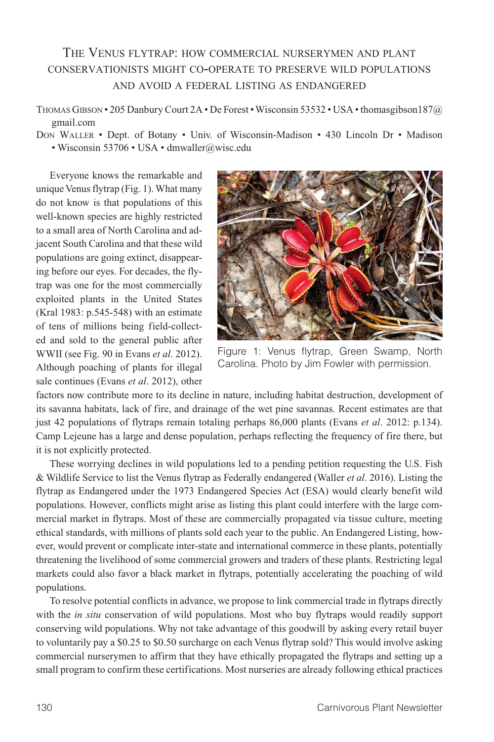# The Venus flytrap: how commercial nurserymen and plant conservationists might co-operate to preserve wild populations and avoid a federal listing as endangered

Thomas Gibson • 205 Danbury Court 2A • De Forest • Wisconsin 53532 • USA • thomasgibson187@gmail.com

Don Waller • Dept. of Botany • Univ. of Wisconsin-Madison • 430 Lincoln Dr • Madison • Wisconsin 53706 • USA • dmwaller@wisc.edu

Everyone knows the remarkable and unique Venus flytrap (Fig. 1). What many do not know is that populations of this well-known species are highly restricted to a small area of North Carolina and adjacent South Carolina and that these wild populations are going extinct, disappearing before our eyes. For decades, the flytrap was one for the most commercially exploited plants in the United States (Kral 1983: p.545-548) with an estimate of tens of millions being field-collected and sold to the general public after WWII (see Fig. 90 in Evans *et al*. 2012). Although poaching of plants for illegal sale continues (Evans *et al*. 2012), other factors now contribute more to its decline in nature, including habitat destruction, development of its savanna habitats, lack of fire, and drainage of the wet pine savannas. Recent estimates are that just 42 populations of flytraps remain totaling perhaps 86,000 plants (Evans *et al*. 2012: p.134). Camp Lejeune has a large and dense population, perhaps reflecting the frequency of fire there, but it is not explicitly protected.

Figure 1: Venus flytrap, Green Swamp, North Carolina. Photo by Jim Fowler with permission.

These worrying declines in wild populations led to a pending petition requesting the U.S. Fish & Wildlife Service to list the Venus flytrap as Federally endangered (Waller *et al*. 2016). Listing the flytrap as Endangered under the 1973 Endangered Species Act (ESA) would clearly benefit wild populations. However, conflicts might arise as listing this plant could interfere with the large commercial market in flytraps. Most of these are commercially propagated via tissue culture, meeting ethical standards, with millions of plants sold each year to the public. An Endangered Listing, however, would prevent or complicate inter-state and international commerce in these plants, potentially threatening the livelihood of some commercial growers and traders of these plants. Restricting legal markets could also favor a black market in flytraps, potentially accelerating the poaching of wild populations.

To resolve potential conflicts in advance, we propose to link commercial trade in flytraps directly with the *in situ* conservation of wild populations. Most who buy flytraps would readily support conserving wild populations. Why not take advantage of this goodwill by asking every retail buyer to voluntarily pay a $0.25 to $0.50 surcharge on each Venus flytrap sold? This would involve asking commercial nurserymen to affirm that they have ethically propagated the flytraps and setting up a small program to confirm these certifications. Most nurseries are already following ethical practices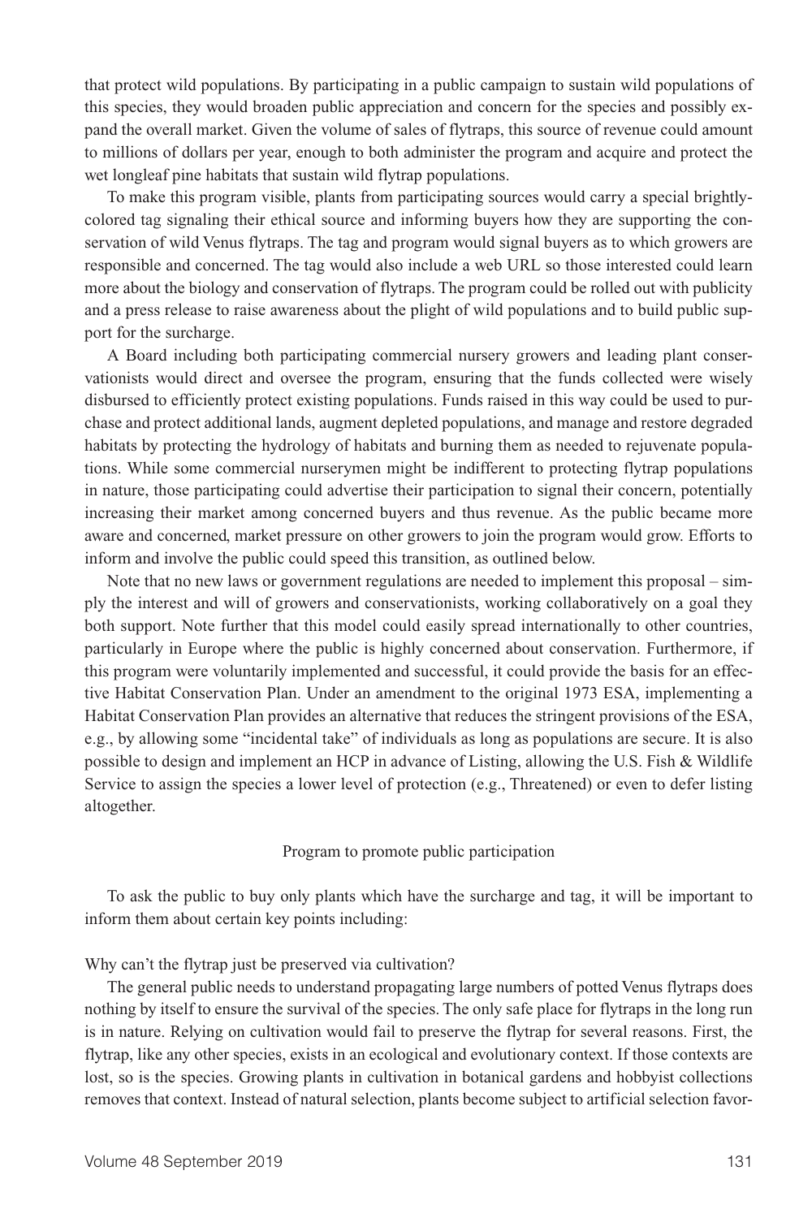that protect wild populations. By participating in a public campaign to sustain wild populations of this species, they would broaden public appreciation and concern for the species and possibly expand the overall market. Given the volume of sales of flytraps, this source of revenue could amount to millions of dollars per year, enough to both administer the program and acquire and protect the wet longleaf pine habitats that sustain wild flytrap populations.

To make this program visible, plants from participating sources would carry a special brightly-colored tag signaling their ethical source and informing buyers how they are supporting the conservation of wild Venus flytraps. The tag and program would signal buyers as to which growers are responsible and concerned. The tag would also include a web URL so those interested could learn more about the biology and conservation of flytraps. The program could be rolled out with publicity and a press release to raise awareness about the plight of wild populations and to build public support for the surcharge.

A Board including both participating commercial nursery growers and leading plant conservationists would direct and oversee the program, ensuring that the funds collected were wisely disbursed to efficiently protect existing populations. Funds raised in this way could be used to purchase and protect additional lands, augment depleted populations, and manage and restore degraded habitats by protecting the hydrology of habitats and burning them as needed to rejuvenate populations. While some commercial nurserymen might be indifferent to protecting flytrap populations in nature, those participating could advertise their participation to signal their concern, potentially increasing their market among concerned buyers and thus revenue. As the public became more aware and concerned, market pressure on other growers to join the program would grow. Efforts to inform and involve the public could speed this transition, as outlined below.

Note that no new laws or government regulations are needed to implement this proposal – simply the interest and will of growers and conservationists, working collaboratively on a goal they both support. Note further that this model could easily spread internationally to other countries, particularly in Europe where the public is highly concerned about conservation. Furthermore, if this program were voluntarily implemented and successful, it could provide the basis for an effective Habitat Conservation Plan. Under an amendment to the original 1973 ESA, implementing a Habitat Conservation Plan provides an alternative that reduces the stringent provisions of the ESA, e.g., by allowing some "incidental take" of individuals as long as populations are secure. It is also possible to design and implement an HCP in advance of Listing, allowing the U.S. Fish & Wildlife Service to assign the species a lower level of protection (e.g., Threatened) or even to defer listing altogether.

## Program to promote public participation

To ask the public to buy only plants which have the surcharge and tag, it will be important to inform them about certain key points including:

Why can't the flytrap just be preserved via cultivation?

The general public needs to understand propagating large numbers of potted Venus flytraps does nothing by itself to ensure the survival of the species. The only safe place for flytraps in the long run is in nature. Relying on cultivation would fail to preserve the flytrap for several reasons. First, the flytrap, like any other species, exists in an ecological and evolutionary context. If those contexts are lost, so is the species. Growing plants in cultivation in botanical gardens and hobbyist collections removes that context. Instead of natural selection, plants become subject to artificial selection favor-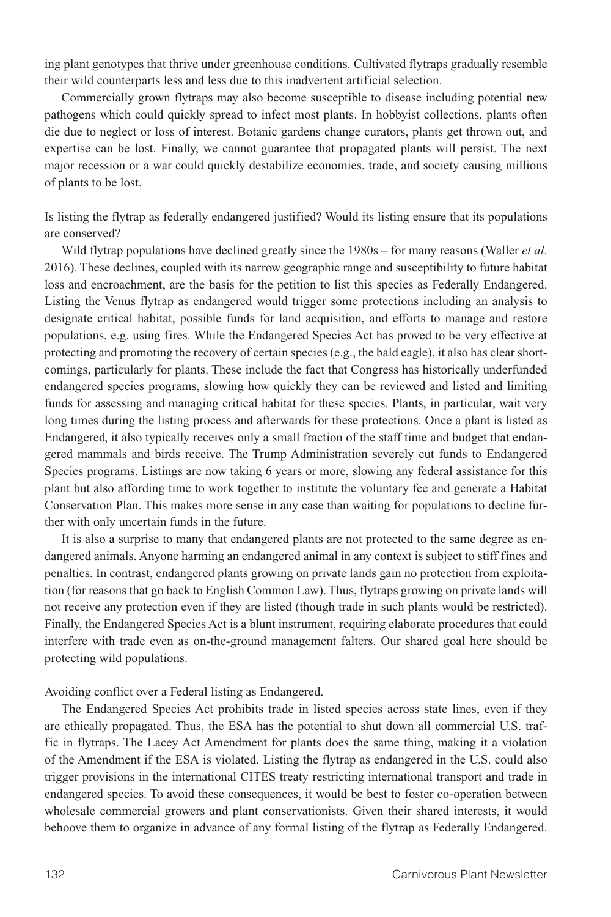ing plant genotypes that thrive under greenhouse conditions. Cultivated flytraps gradually resemble their wild counterparts less and less due to this inadvertent artificial selection.

Commercially grown flytraps may also become susceptible to disease including potential new pathogens which could quickly spread to infect most plants. In hobbyist collections, plants often die due to neglect or loss of interest. Botanic gardens change curators, plants get thrown out, and expertise can be lost. Finally, we cannot guarantee that propagated plants will persist. The next major recession or a war could quickly destabilize economies, trade, and society causing millions of plants to be lost.

Is listing the flytrap as federally endangered justified? Would its listing ensure that its populations are conserved?

Wild flytrap populations have declined greatly since the 1980s – for many reasons (Waller *et al*. 2016). These declines, coupled with its narrow geographic range and susceptibility to future habitat loss and encroachment, are the basis for the petition to list this species as Federally Endangered. Listing the Venus flytrap as endangered would trigger some protections including an analysis to designate critical habitat, possible funds for land acquisition, and efforts to manage and restore populations, e.g. using fires. While the Endangered Species Act has proved to be very effective at protecting and promoting the recovery of certain species (e.g., the bald eagle), it also has clear shortcomings, particularly for plants. These include the fact that Congress has historically underfunded endangered species programs, slowing how quickly they can be reviewed and listed and limiting funds for assessing and managing critical habitat for these species. Plants, in particular, wait very long times during the listing process and afterwards for these protections. Once a plant is listed as Endangered, it also typically receives only a small fraction of the staff time and budget that endangered mammals and birds receive. The Trump Administration severely cut funds to Endangered Species programs. Listings are now taking 6 years or more, slowing any federal assistance for this plant but also affording time to work together to institute the voluntary fee and generate a Habitat Conservation Plan. This makes more sense in any case than waiting for populations to decline further with only uncertain funds in the future.

It is also a surprise to many that endangered plants are not protected to the same degree as endangered animals. Anyone harming an endangered animal in any context is subject to stiff fines and penalties. In contrast, endangered plants growing on private lands gain no protection from exploitation (for reasons that go back to English Common Law). Thus, flytraps growing on private lands will not receive any protection even if they are listed (though trade in such plants would be restricted). Finally, the Endangered Species Act is a blunt instrument, requiring elaborate procedures that could interfere with trade even as on-the-ground management falters. Our shared goal here should be protecting wild populations.

Avoiding conflict over a Federal listing as Endangered.

The Endangered Species Act prohibits trade in listed species across state lines, even if they are ethically propagated. Thus, the ESA has the potential to shut down all commercial U.S. traffic in flytraps. The Lacey Act Amendment for plants does the same thing, making it a violation of the Amendment if the ESA is violated. Listing the flytrap as endangered in the U.S. could also trigger provisions in the international CITES treaty restricting international transport and trade in endangered species. To avoid these consequences, it would be best to foster co-operation between wholesale commercial growers and plant conservationists. Given their shared interests, it would behoove them to organize in advance of any formal listing of the flytrap as Federally Endangered.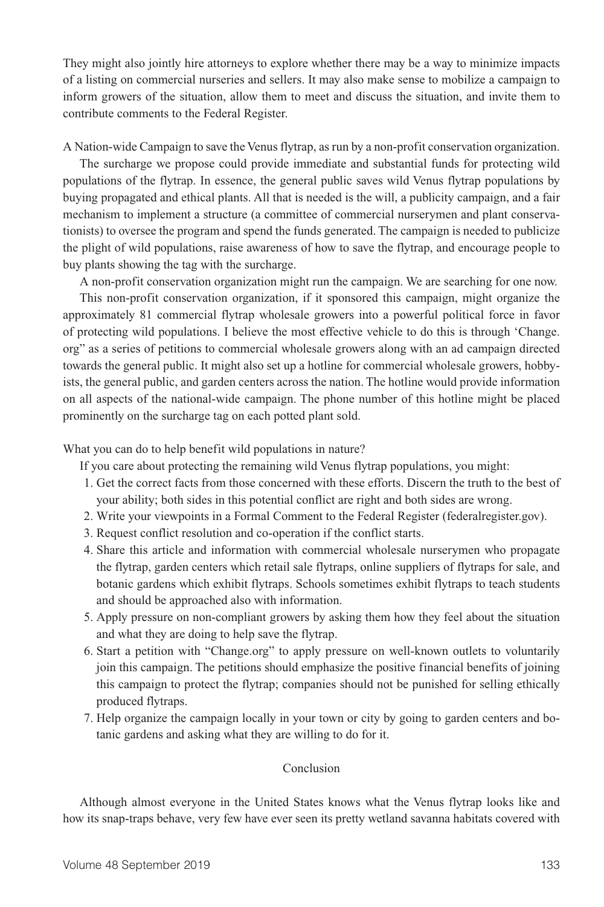They might also jointly hire attorneys to explore whether there may be a way to minimize impacts of a listing on commercial nurseries and sellers. It may also make sense to mobilize a campaign to inform growers of the situation, allow them to meet and discuss the situation, and invite them to contribute comments to the Federal Register.

A Nation-wide Campaign to save the Venus flytrap, as run by a non-profit conservation organization.

The surcharge we propose could provide immediate and substantial funds for protecting wild populations of the flytrap. In essence, the general public saves wild Venus flytrap populations by buying propagated and ethical plants. All that is needed is the will, a publicity campaign, and a fair mechanism to implement a structure (a committee of commercial nurserymen and plant conservationists) to oversee the program and spend the funds generated. The campaign is needed to publicize the plight of wild populations, raise awareness of how to save the flytrap, and encourage people to buy plants showing the tag with the surcharge.

A non-profit conservation organization might run the campaign. We are searching for one now.

This non-profit conservation organization, if it sponsored this campaign, might organize the approximately 81 commercial flytrap wholesale growers into a powerful political force in favor of protecting wild populations. I believe the most effective vehicle to do this is through 'Change.org" as a series of petitions to commercial wholesale growers along with an ad campaign directed towards the general public. It might also set up a hotline for commercial wholesale growers, hobbyists, the general public, and garden centers across the nation. The hotline would provide information on all aspects of the national-wide campaign. The phone number of this hotline might be placed prominently on the surcharge tag on each potted plant sold.

What you can do to help benefit wild populations in nature?

If you care about protecting the remaining wild Venus flytrap populations, you might:

1. Get the correct facts from those concerned with these efforts. Discern the truth to the best of your ability; both sides in this potential conflict are right and both sides are wrong.
2. Write your viewpoints in a Formal Comment to the Federal Register (federalregister.gov).
3. Request conflict resolution and co-operation if the conflict starts.
4. Share this article and information with commercial wholesale nurserymen who propagate the flytrap, garden centers which retail sale flytraps, online suppliers of flytraps for sale, and botanic gardens which exhibit flytraps. Schools sometimes exhibit flytraps to teach students and should be approached also with information.
5. Apply pressure on non-compliant growers by asking them how they feel about the situation and what they are doing to help save the flytrap.
6. Start a petition with "Change.org" to apply pressure on well-known outlets to voluntarily join this campaign. The petitions should emphasize the positive financial benefits of joining this campaign to protect the flytrap; companies should not be punished for selling ethically produced flytraps.
7. Help organize the campaign locally in your town or city by going to garden centers and botanic gardens and asking what they are willing to do for it.

## Conclusion

Although almost everyone in the United States knows what the Venus flytrap looks like and how its snap-traps behave, very few have ever seen its pretty wetland savanna habitats covered with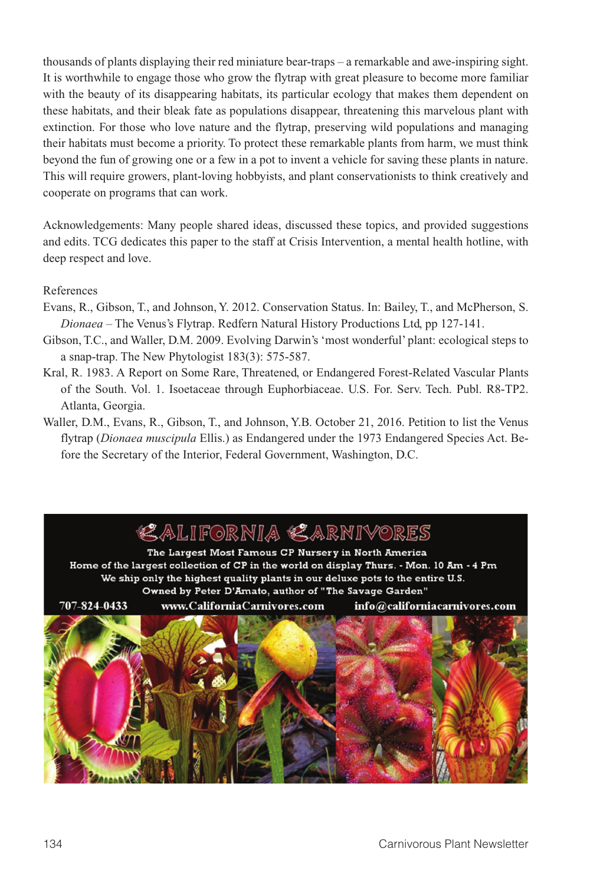thousands of plants displaying their red miniature bear-traps – a remarkable and awe-inspiring sight. It is worthwhile to engage those who grow the flytrap with great pleasure to become more familiar with the beauty of its disappearing habitats, its particular ecology that makes them dependent on these habitats, and their bleak fate as populations disappear, threatening this marvelous plant with extinction. For those who love nature and the flytrap, preserving wild populations and managing their habitats must become a priority. To protect these remarkable plants from harm, we must think beyond the fun of growing one or a few in a pot to invent a vehicle for saving these plants in nature. This will require growers, plant-loving hobbyists, and plant conservationists to think creatively and cooperate on programs that can work.

Acknowledgements: Many people shared ideas, discussed these topics, and provided suggestions and edits. TCG dedicates this paper to the staff at Crisis Intervention, a mental health hotline, with deep respect and love.

References

Evans, R., Gibson, T., and Johnson, Y. 2012. Conservation Status. In: Bailey, T., and McPherson, S. *Dionaea* – The Venus's Flytrap. Redfern Natural History Productions Ltd, pp 127-141.

Gibson, T.C., and Waller, D.M. 2009. Evolving Darwin's 'most wonderful' plant: ecological steps to a snap-trap. The New Phytologist 183(3): 575-587.

Kral, R. 1983. A Report on Some Rare, Threatened, or Endangered Forest-Related Vascular Plants of the South. Vol. 1. Isoetaceae through Euphorbiaceae. U.S. For. Serv. Tech. Publ. R8-TP2. Atlanta, Georgia.

Waller, D.M., Evans, R., Gibson, T., and Johnson, Y.B. October 21, 2016. Petition to list the Venus flytrap (*Dionaea muscipula* Ellis.) as Endangered under the 1973 Endangered Species Act. Before the Secretary of the Interior, Federal Government, Washington, D.C.

CALIFORNIA CARNIVORES

The Largest Most Famous CP Nursery in North America

Home of the largest collection of CP in the world on display Thurs. - Mon. 10 Am - 4 Pm

We ship only the highest quality plants in our deluxe pots to the entire U.S.

Owned by Peter D'Amato, author of "The Savage Garden"

707-824-0433 www.CaliforniaCarnivores.com info@californiacarnivores.com